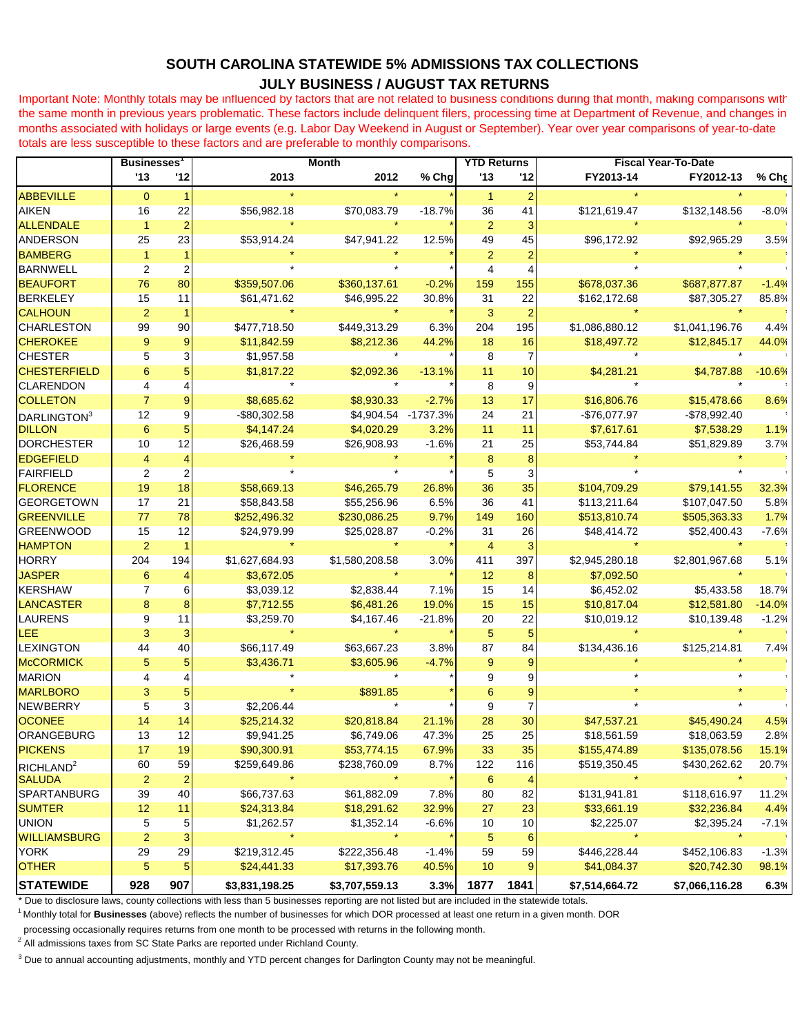# SOUTH CAROLINA STATEWIDE 5% ADMISSIONS TAX COLLECTIONS

## JULY BUSINESS / AUGUST TAX RETURNS

Important Note: Monthly totals may be influenced by factors that are not related to business conditions during that month, making comparisons with the same month in previous years problematic. These factors include delinquent filers, processing time at Department of Revenue, and changes in months associated with holidays or large events (e.g. Labor Day Weekend in August or September). Year over year comparisons of year-to-date totals are less susceptible to these factors and are preferable to monthly comparisons.

| | Businesses[1] | | Month | | | YTD Returns | | Fiscal Year-To-Date | | |
|---|---|---|---|---|---|---|---|---|---|---|
| | '13 | '12 | 2013 | 2012 | % Chg | '13 | '12 | FY2013-14 | FY2012-13 | % Chg |
| ABBEVILLE | 0 | 1 | * | * | * | 1 | 2 | * | * | * |
| AIKEN | 16 | 22 | $56,982.18 | $70,083.79 | -18.7% | 36 | 41 | $121,619.47 | $132,148.56 | -8.0% |
| ALLENDALE | 1 | 2 | * | * | * | 2 | 3 | * | * | * |
| ANDERSON | 25 | 23 | $53,914.24 | $47,941.22 | 12.5% | 49 | 45 | $96,172.92 | $92,965.29 | 3.5% |
| BAMBERG | 1 | 1 | * | * | * | 2 | 2 | * | * | * |
| BARNWELL | 2 | 2 | * | * | * | 4 | 4 | * | * | * |
| BEAUFORT | 76 | 80 | $359,507.06 | $360,137.61 | -0.2% | 159 | 155 | $678,037.36 | $687,877.87 | -1.4% |
| BERKELEY | 15 | 11 | $61,471.62 | $46,995.22 | 30.8% | 31 | 22 | $162,172.68 | $87,305.27 | 85.8% |
| CALHOUN | 2 | 1 | * | * | * | 3 | 2 | * | * | * |
| CHARLESTON | 99 | 90 | $477,718.50 | $449,313.29 | 6.3% | 204 | 195 | $1,086,880.12 | $1,041,196.76 | 4.4% |
| CHEROKEE | 9 | 9 | $11,842.59 | $8,212.36 | 44.2% | 18 | 16 | $18,497.72 | $12,845.17 | 44.0% |
| CHESTER | 5 | 3 | $1,957.58 | * | * | 8 | 7 | * | * | * |
| CHESTERFIELD | 6 | 5 | $1,817.22 | $2,092.36 | -13.1% | 11 | 10 | $4,281.21 | $4,787.88 | -10.6% |
| CLARENDON | 4 | 4 | * | * | * | 8 | 9 | * | * | * |
| COLLETON | 7 | 9 | $8,685.62 | $8,930.33 | -2.7% | 13 | 17 | $16,806.76 | $15,478.66 | 8.6% |
| DARLINGTON[3] | 12 | 9 | -$80,302.58 | $4,904.54 | -1737.3% | 24 | 21 | -$76,077.97 | -$78,992.40 | * |
| DILLON | 6 | 5 | $4,147.24 | $4,020.29 | 3.2% | 11 | 11 | $7,617.61 | $7,538.29 | 1.1% |
| DORCHESTER | 10 | 12 | $26,468.59 | $26,908.93 | -1.6% | 21 | 25 | $53,744.84 | $51,829.89 | 3.7% |
| EDGEFIELD | 4 | 4 | * | * | * | 8 | 8 | * | * | * |
| FAIRFIELD | 2 | 2 | * | * | * | 5 | 3 | * | * | * |
| FLORENCE | 19 | 18 | $58,669.13 | $46,265.79 | 26.8% | 36 | 35 | $104,709.29 | $79,141.55 | 32.3% |
| GEORGETOWN | 17 | 21 | $58,843.58 | $55,256.96 | 6.5% | 36 | 41 | $113,211.64 | $107,047.50 | 5.8% |
| GREENVILLE | 77 | 78 | $252,496.32 | $230,086.25 | 9.7% | 149 | 160 | $513,810.74 | $505,363.33 | 1.7% |
| GREENWOOD | 15 | 12 | $24,979.99 | $25,028.87 | -0.2% | 31 | 26 | $48,414.72 | $52,400.43 | -7.6% |
| HAMPTON | 2 | 1 | * | * | * | 4 | 3 | * | * | * |
| HORRY | 204 | 194 | $1,627,684.93 | $1,580,208.58 | 3.0% | 411 | 397 | $2,945,280.18 | $2,801,967.68 | 5.1% |
| JASPER | 6 | 4 | $3,672.05 | * | * | 12 | 8 | $7,092.50 | * | * |
| KERSHAW | 7 | 6 | $3,039.12 | $2,838.44 | 7.1% | 15 | 14 | $6,452.02 | $5,433.58 | 18.7% |
| LANCASTER | 8 | 8 | $7,712.55 | $6,481.26 | 19.0% | 15 | 15 | $10,817.04 | $12,581.80 | -14.0% |
| LAURENS | 9 | 11 | $3,259.70 | $4,167.46 | -21.8% | 20 | 22 | $10,019.12 | $10,139.48 | -1.2% |
| LEE | 3 | 3 | * | * | * | 5 | 5 | * | * | * |
| LEXINGTON | 44 | 40 | $66,117.49 | $63,667.23 | 3.8% | 87 | 84 | $134,436.16 | $125,214.81 | 7.4% |
| McCORMICK | 5 | 5 | $3,436.71 | $3,605.96 | -4.7% | 9 | 9 | * | * | * |
| MARION | 4 | 4 | * | * | * | 9 | 9 | * | * | * |
| MARLBORO | 3 | 5 | * | $891.85 | * | 6 | 9 | * | * | * |
| NEWBERRY | 5 | 3 | $2,206.44 | * | * | 9 | 7 | * | * | * |
| OCONEE | 14 | 14 | $25,214.32 | $20,818.84 | 21.1% | 28 | 30 | $47,537.21 | $45,490.24 | 4.5% |
| ORANGEBURG | 13 | 12 | $9,941.25 | $6,749.06 | 47.3% | 25 | 25 | $18,561.59 | $18,063.59 | 2.8% |
| PICKENS | 17 | 19 | $90,300.91 | $53,774.15 | 67.9% | 33 | 35 | $155,474.89 | $135,078.56 | 15.1% |
| RICHLAND[2] | 60 | 59 | $259,649.86 | $238,760.09 | 8.7% | 122 | 116 | $519,350.45 | $430,262.62 | 20.7% |
| SALUDA | 2 | 2 | * | * | * | 6 | 4 | * | * | * |
| SPARTANBURG | 39 | 40 | $66,737.63 | $61,882.09 | 7.8% | 80 | 82 | $131,941.81 | $118,616.97 | 11.2% |
| SUMTER | 12 | 11 | $24,313.84 | $18,291.62 | 32.9% | 27 | 23 | $33,661.19 | $32,236.84 | 4.4% |
| UNION | 5 | 5 | $1,262.57 | $1,352.14 | -6.6% | 10 | 10 | $2,225.07 | $2,395.24 | -7.1% |
| WILLIAMSBURG | 2 | 3 | * | * | * | 5 | 6 | * | * | * |
| YORK | 29 | 29 | $219,312.45 | $222,356.48 | -1.4% | 59 | 59 | $446,228.44 | $452,106.83 | -1.3% |
| OTHER | 5 | 5 | $24,441.33 | $17,393.76 | 40.5% | 10 | 9 | $41,084.37 | $20,742.30 | 98.1% |
| **STATEWIDE** | **928** | **907** | **$3,831,198.25** | **$3,707,559.13** | **3.3%** | **1877** | **1841** | **$7,514,664.72** | **$7,066,116.28** | **6.3%** |

\* Due to disclosure laws, county collections with less than 5 businesses reporting are not listed but are included in the statewide totals.

[1] Monthly total for **Businesses** (above) reflects the number of businesses for which DOR processed at least one return in a given month. DOR processing occasionally requires returns from one month to be processed with returns in the following month.

[2] All admissions taxes from SC State Parks are reported under Richland County.

[3] Due to annual accounting adjustments, monthly and YTD percent changes for Darlington County may not be meaningful.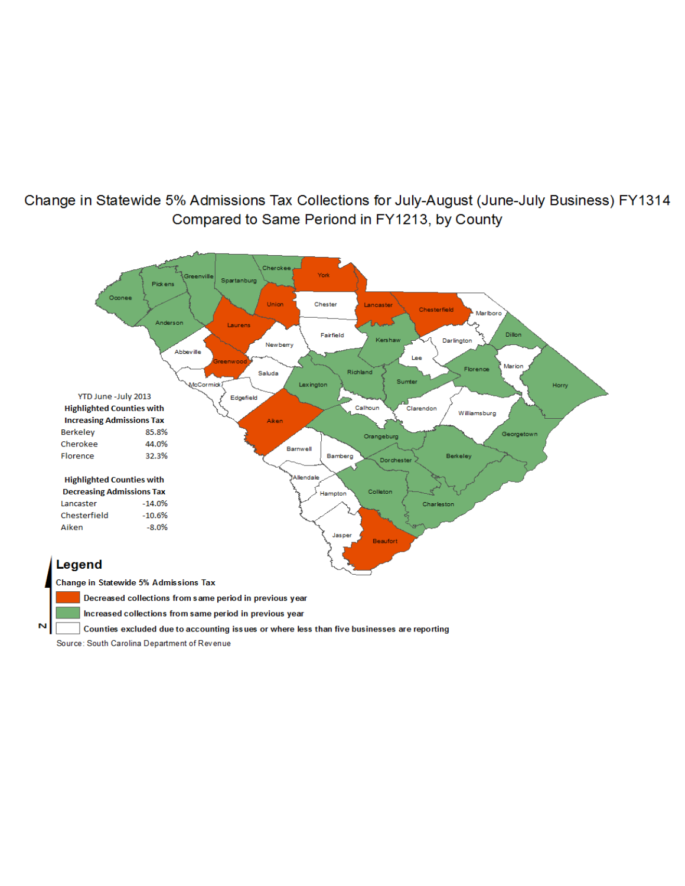# Change in Statewide 5% Admissions Tax Collections for July-August (June-July Business) FY1314 Compared to Same Perīond in FY1213, by County

Oconee
Pickens
Greenville
Spartanburg
Cherokee
York
Union
Chester
Lancaster
Chesterfield
Marlboro
Anderson
Laurens
Fairfield
Kershaw
Darlington
Dillon
Abbeville
Greenwood
Newberry
Lee
Florence
Marion
Horry
Saluda
Richland
Sumter
McCormick
Edgefield
Lexington
Calhoun
Clarendon
Williamsburg
Aiken
Orangeburg
Georgetown
Barnwell
Bamberg
Dorchester
Berkeley
Allendale
Hampton
Colleton
Charleston
Jasper
Beaufort

YTD June -July 2013

**Highlighted Counties with Increasing Admissions Tax**

| | |
|---|---|
| Berkeley | 85.8% |
| Cherokee | 44.0% |
| Florence | 32.3% |

**Highlighted Counties with Decreasing Admissions Tax**

| | |
|---|---|
| Lancaster | -14.0% |
| Chesterfield | -10.6% |
| Aiken | -8.0% |

## Legend

**Change in Statewide 5% Admissions Tax**

- Decreased collections from same period in previous year
- Increased collections from same period in previous year
- Counties excluded due to accounting issues or where less than five businesses are reporting

N

Source: South Carolina Department of Revenue